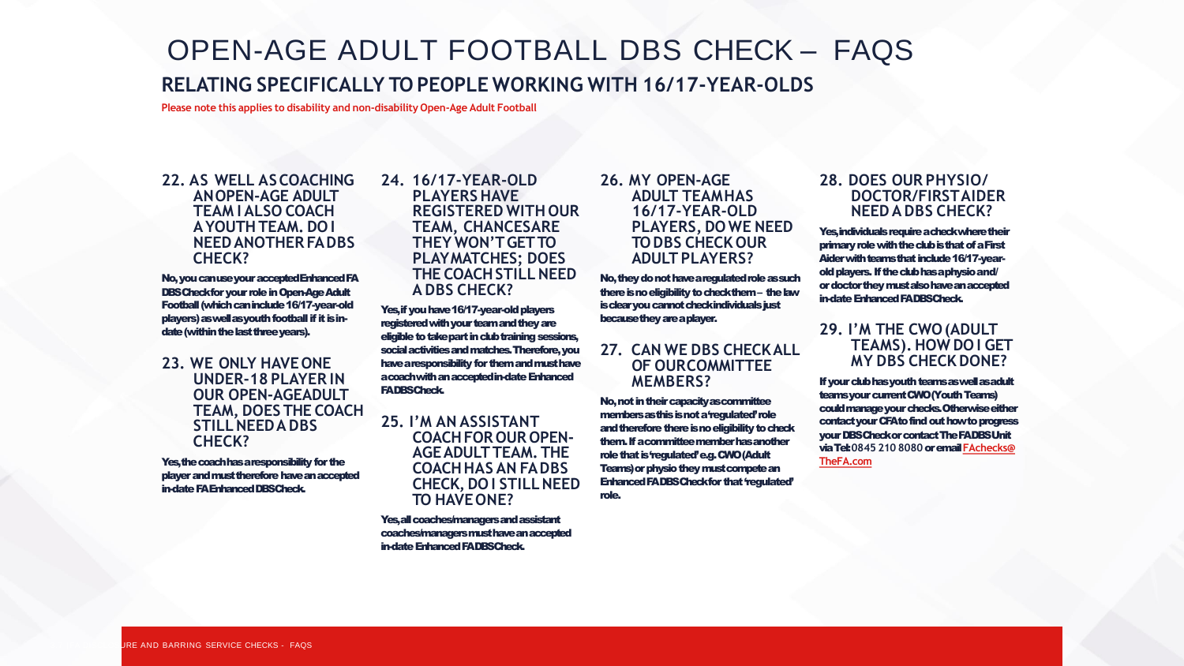# OPEN-AGE ADULT FOOTBALL DBS CHECK – FAQS

## RELATING SPECIFICALLY TO PEOPLE WORKING WITH 16/17-YEAR-OLDS

**Please note this applies to disability and non-disability Open-Age Adult Football**

### 22. AS WELL AS COACHING AN OPEN-AGE ADULT TEAM I ALSO COACH A YOUTH TEAM. DO I NEED ANOTHER FA DBS CHECK?

No, you can use your accepted Enhanced FA DBS Check for your role in Open-Age Adult Football (which can include 16/17-year-old players) as well as youth football if it is in-date (within the last three years).

### 23. WE ONLY HAVE ONE UNDER-18 PLAYER IN OUR OPEN-AGE ADULT TEAM, DOES THE COACH STILL NEED A DBS CHECK?

Yes, the coach has a responsibility for the player and must therefore have an accepted in-date FA Enhanced DBS Check.

### 24. 16/17-YEAR-OLD PLAYERS HAVE REGISTERED WITH OUR TEAM, CHANCES ARE THEY WON'T GET TO PLAY MATCHES; DOES THE COACH STILL NEED A DBS CHECK?

Yes, if you have 16/17-year-old players registered with your team and they are eligible to take part in club training sessions, social activities and matches. Therefore, you have a responsibility for them and must have a coach with an accepted in-date Enhanced FA DBS Check.

### 25. I'M AN ASSISTANT COACH FOR OUR OPEN-AGE ADULT TEAM. THE COACH HAS AN FA DBS CHECK, DO I STILL NEED TO HAVE ONE?

Yes, all coaches/managers and assistant coaches/managers must have an accepted in-date Enhanced FA DBS Check.

### 26. MY OPEN-AGE ADULT TEAM HAS 16/17-YEAR-OLD PLAYERS, DO WE NEED TO DBS CHECK OUR ADULT PLAYERS?

No, they do not have a regulated role as such there is no eligibility to check them – the law is clear you cannot check individuals just because they are a player.

### 27. CAN WE DBS CHECK ALL OF OUR COMMITTEE MEMBERS?

No, not in their capacity as committee members as this is not a 'regulated' role and therefore there is no eligibility to check them. If a committee member has another role that is 'regulated' e.g. CWO (Adult Teams) or physio they must compete an Enhanced FA DBS Check for that 'regulated' role.

### 28. DOES OUR PHYSIO/ DOCTOR/FIRST AIDER NEED A DBS CHECK?

Yes, individuals require a check where their primary role with the club is that of a First Aider with teams that include 16/17-year-old players. If the club has a physio and/ or doctor they must also have an accepted in-date Enhanced FA DBS Check.

### 29. I'M THE CWO (ADULT TEAMS). HOW DO I GET MY DBS CHECK DONE?

If your club has youth teams as well as adult teams your current CWO (Youth Teams) could manage your checks. Otherwise either contact your CFA to find out how to progress your DBS Check or contact The FA DBS Unit via Tel: 0845 210 8080 or email FAchecks@TheFA.com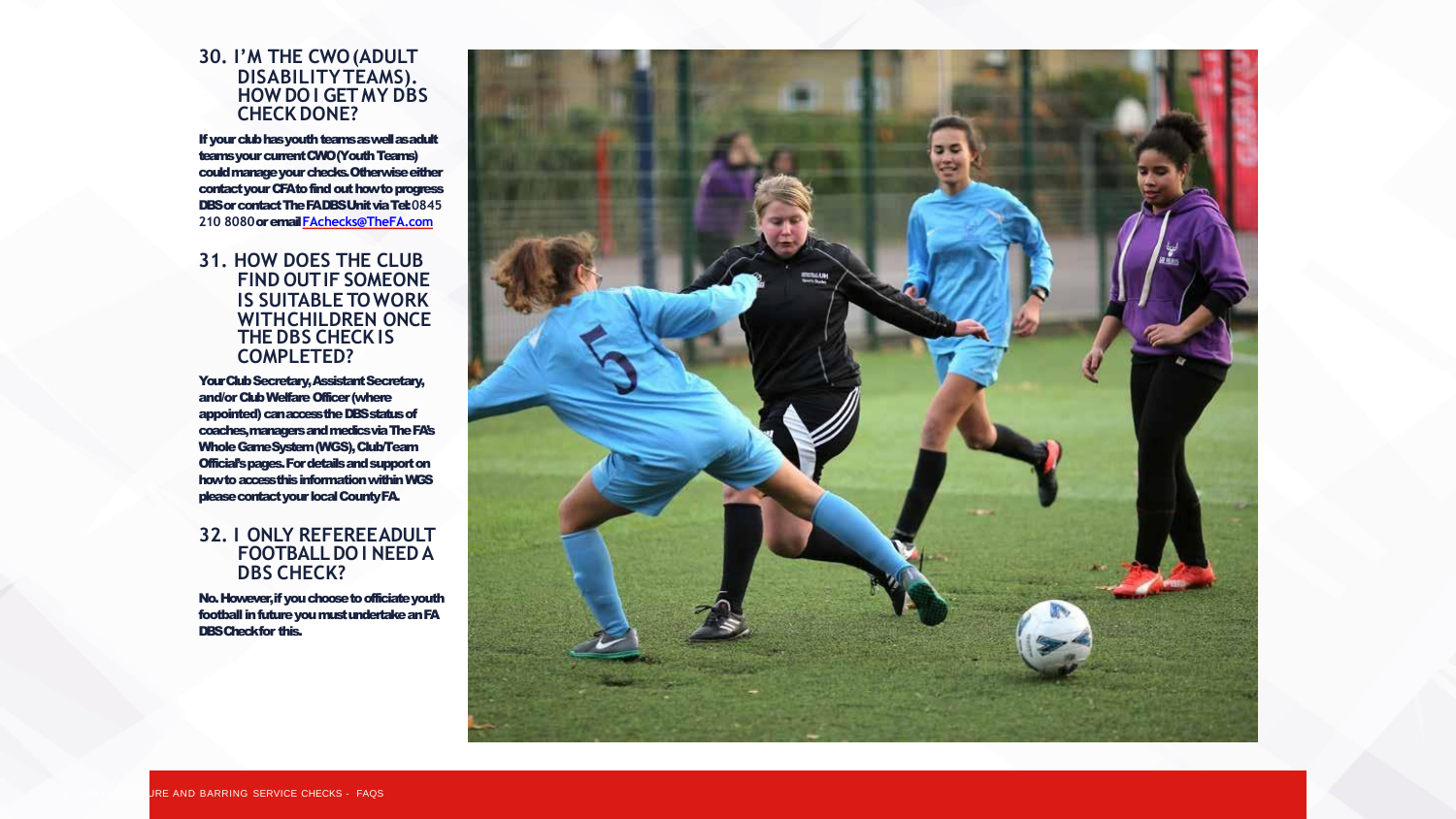## 30. I'M THE CWO (ADULT DISABILITY TEAMS). HOW DO I GET MY DBS CHECK DONE?

If your club has youth teams as well as adult teams your current CWO (Youth Teams) could manage your checks. Otherwise either contact your CFA to find out how to progress DBS or contact The FA DBS Unit via Tel: 0845 210 8080 or email FAchecks@TheFA.com

## 31. HOW DOES THE CLUB FIND OUT IF SOMEONE IS SUITABLE TO WORK WITH CHILDREN ONCE THE DBS CHECK IS COMPLETED?

Your Club Secretary, Assistant Secretary, and/or Club Welfare Officer (where appointed) can access the DBS status of coaches, managers and medics via The FA's Whole Game System (WGS), Club/Team Official's pages. For details and support on how to access this information within WGS please contact your local County FA.

## 32. I ONLY REFEREE ADULT FOOTBALL DO I NEED A DBS CHECK?

No. However, if you choose to officiate youth football in future you must undertake an FA DBS Check for this.